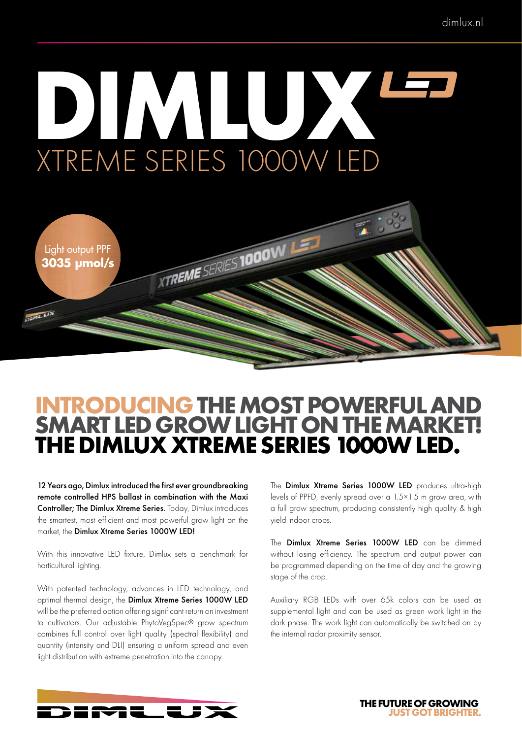dimlux.nl

# DIMLUX LED

## XTREME SERIES 1000W LED

Light output PPF
**3035 µmol/s**

## INTRODUCING THE MOST POWERFUL AND SMART LED GROW LIGHT ON THE MARKET! THE DIMLUX XTREME SERIES 1000W LED.

**12 Years ago, Dimlux introduced the first ever groundbreaking remote controlled HPS ballast in combination with the Maxi Controller; The Dimlux Xtreme Series.** Today, Dimlux introduces the smartest, most efficient and most powerful grow light on the market, the **Dimlux Xtreme Series 1000W LED!**

With this innovative LED fixture, Dimlux sets a benchmark for horticultural lighting.

With patented technology, advances in LED technology, and optimal thermal design, the **Dimlux Xtreme Series 1000W LED** will be the preferred option offering significant return on investment to cultivators. Our adjustable PhytoVegSpec® grow spectrum combines full control over light quality (spectral flexibility) and quantity (intensity and DLI) ensuring a uniform spread and even light distribution with extreme penetration into the canopy.

The **Dimlux Xtreme Series 1000W LED** produces ultra-high levels of PPFD, evenly spread over a 1.5×1.5 m grow area, with a full grow spectrum, producing consistently high quality & high yield indoor crops.

The **Dimlux Xtreme Series 1000W LED** can be dimmed without losing efficiency. The spectrum and output power can be programmed depending on the time of day and the growing stage of the crop.

Auxiliary RGB LEDs with over 65k colors can be used as supplemental light and can be used as green work light in the dark phase. The work light can automatically be switched on by the internal radar proximity sensor.

DIMLUX

**THE FUTURE OF GROWING JUST GOT BRIGHTER.**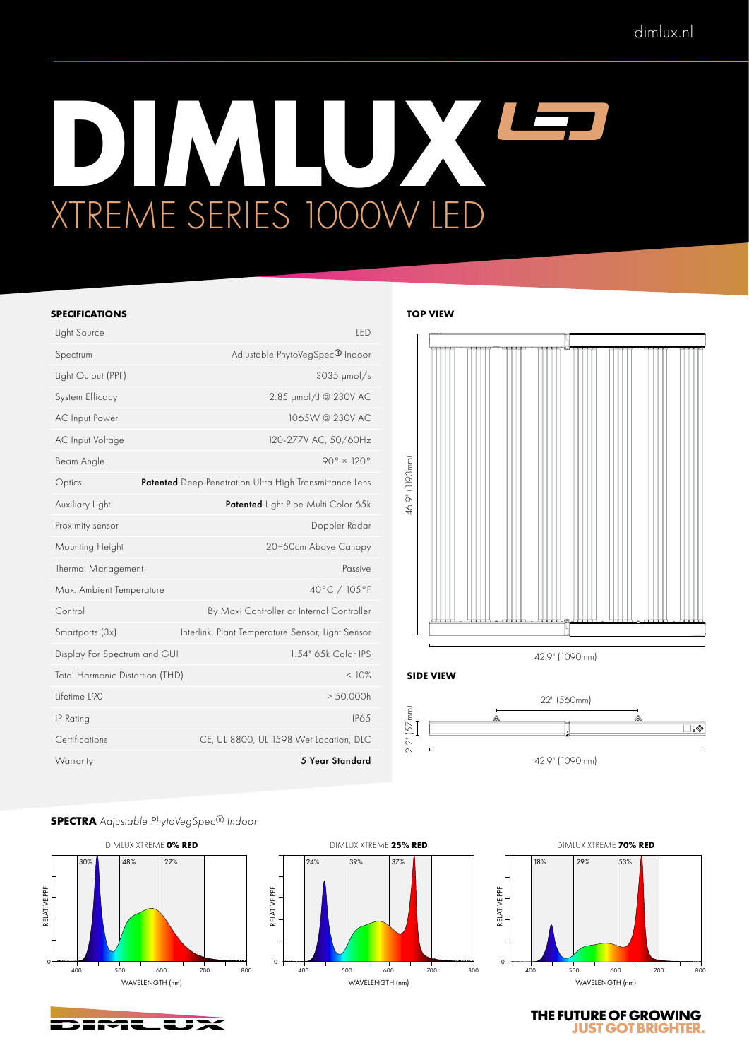# DIMLUX

## XTREME SERIES 1000W LED

### SPECIFICATIONS

| | |
|---|---|
| Light Source | LED |
| Spectrum | Adjustable PhytoVegSpec® Indoor |
| Light Output (PPF) | 3035 μmol/s |
| System Efficacy | 2.85 μmol/J @ 230V AC |
| AC Input Power | 1065W @ 230V AC |
| AC Input Voltage | 120-277V AC, 50/60Hz |
| Beam Angle | 90° × 120° |
| Optics | **Patented** Deep Penetration Ultra High Transmittance Lens |
| Auxiliary Light | **Patented** Light Pipe Multi Color 65k |
| Proximity sensor | Doppler Radar |
| Mounting Height | 20–50cm Above Canopy |
| Thermal Management | Passive |
| Max. Ambient Temperature | 40°C / 105°F |
| Control | By Maxi Controller or Internal Controller |
| Smartports (3x) | Interlink, Plant Temperature Sensor, Light Sensor |
| Display For Spectrum and GUI | 1.54" 65k Color IPS |
| Total Harmonic Distortion (THD) | < 10% |
| Lifetime L90 | > 50,000h |
| IP Rating | IP65 |
| Certifications | CE, UL 8800, UL 1598 Wet Location, DLC |
| Warranty | **5 Year Standard** |

### TOP VIEW

46.9" (1193mm)

42.9" (1090mm)

### SIDE VIEW

22" (560mm)

2.2" (57mm)

42.9" (1090mm)

### SPECTRA *Adjustable PhytoVegSpec® Indoor*

DIMLUX XTREME **0% RED**

30% 48% 22%

RELATIVE PPF

0

400 500 600 700 800

WAVELENGTH (nm)

DIMLUX XTREME **25% RED**

24% 39% 37%

RELATIVE PPF

0

400 500 600 700 800

WAVELENGTH (nm)

DIMLUX XTREME **70% RED**

18% 29% 53%

RELATIVE PPF

0

400 500 600 700 800

WAVELENGTH (nm)

**THE FUTURE OF GROWING JUST GOT BRIGHTER.**